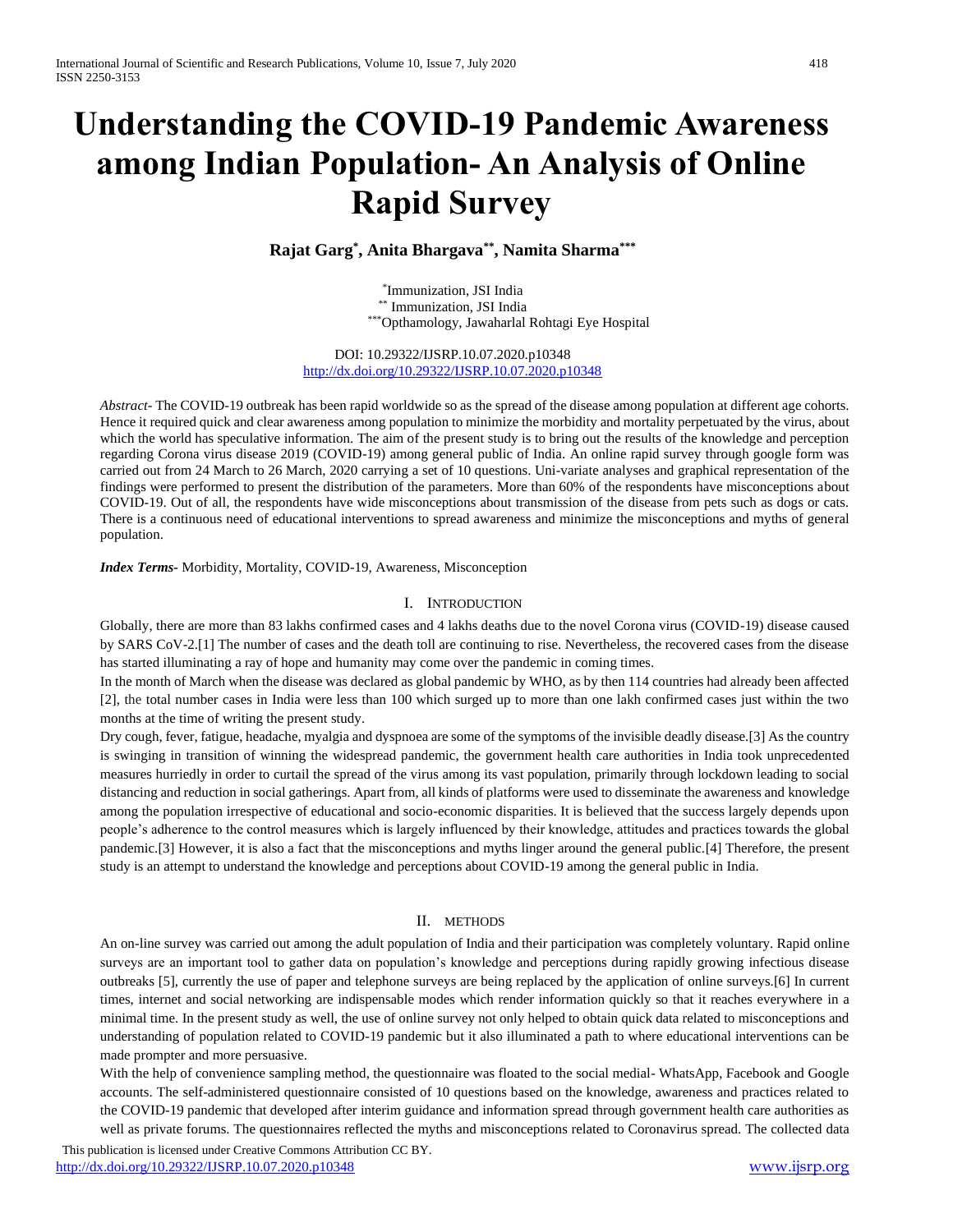# Understanding the COVID-19 Pandemic Awareness among Indian Population- An Analysis of Online Rapid Survey

**Rajat Garg[*], Anita Bhargava[**], Namita Sharma[***]**

[*]Immunization, JSI India
[**] Immunization, JSI India
[***]Opthamology, Jawaharlal Rohtagi Eye Hospital

DOI: 10.29322/IJSRP.10.07.2020.p10348
http://dx.doi.org/10.29322/IJSRP.10.07.2020.p10348

*Abstract*- The COVID-19 outbreak has been rapid worldwide so as the spread of the disease among population at different age cohorts. Hence it required quick and clear awareness among population to minimize the morbidity and mortality perpetuated by the virus, about which the world has speculative information. The aim of the present study is to bring out the results of the knowledge and perception regarding Corona virus disease 2019 (COVID-19) among general public of India. An online rapid survey through google form was carried out from 24 March to 26 March, 2020 carrying a set of 10 questions. Uni-variate analyses and graphical representation of the findings were performed to present the distribution of the parameters. More than 60% of the respondents have misconceptions about COVID-19. Out of all, the respondents have wide misconceptions about transmission of the disease from pets such as dogs or cats. There is a continuous need of educational interventions to spread awareness and minimize the misconceptions and myths of general population.

***Index Terms***- Morbidity, Mortality, COVID-19, Awareness, Misconception

## I. Introduction

Globally, there are more than 83 lakhs confirmed cases and 4 lakhs deaths due to the novel Corona virus (COVID-19) disease caused by SARS CoV-2.[1] The number of cases and the death toll are continuing to rise. Nevertheless, the recovered cases from the disease has started illuminating a ray of hope and humanity may come over the pandemic in coming times.

In the month of March when the disease was declared as global pandemic by WHO, as by then 114 countries had already been affected [2], the total number cases in India were less than 100 which surged up to more than one lakh confirmed cases just within the two months at the time of writing the present study.

Dry cough, fever, fatigue, headache, myalgia and dyspnoea are some of the symptoms of the invisible deadly disease.[3] As the country is swinging in transition of winning the widespread pandemic, the government health care authorities in India took unprecedented measures hurriedly in order to curtail the spread of the virus among its vast population, primarily through lockdown leading to social distancing and reduction in social gatherings. Apart from, all kinds of platforms were used to disseminate the awareness and knowledge among the population irrespective of educational and socio-economic disparities. It is believed that the success largely depends upon people's adherence to the control measures which is largely influenced by their knowledge, attitudes and practices towards the global pandemic.[3] However, it is also a fact that the misconceptions and myths linger around the general public.[4] Therefore, the present study is an attempt to understand the knowledge and perceptions about COVID-19 among the general public in India.

## II. Methods

An on-line survey was carried out among the adult population of India and their participation was completely voluntary. Rapid online surveys are an important tool to gather data on population's knowledge and perceptions during rapidly growing infectious disease outbreaks [5], currently the use of paper and telephone surveys are being replaced by the application of online surveys.[6] In current times, internet and social networking are indispensable modes which render information quickly so that it reaches everywhere in a minimal time. In the present study as well, the use of online survey not only helped to obtain quick data related to misconceptions and understanding of population related to COVID-19 pandemic but it also illuminated a path to where educational interventions can be made prompter and more persuasive.

With the help of convenience sampling method, the questionnaire was floated to the social medial- WhatsApp, Facebook and Google accounts. The self-administered questionnaire consisted of 10 questions based on the knowledge, awareness and practices related to the COVID-19 pandemic that developed after interim guidance and information spread through government health care authorities as well as private forums. The questionnaires reflected the myths and misconceptions related to Coronavirus spread. The collected data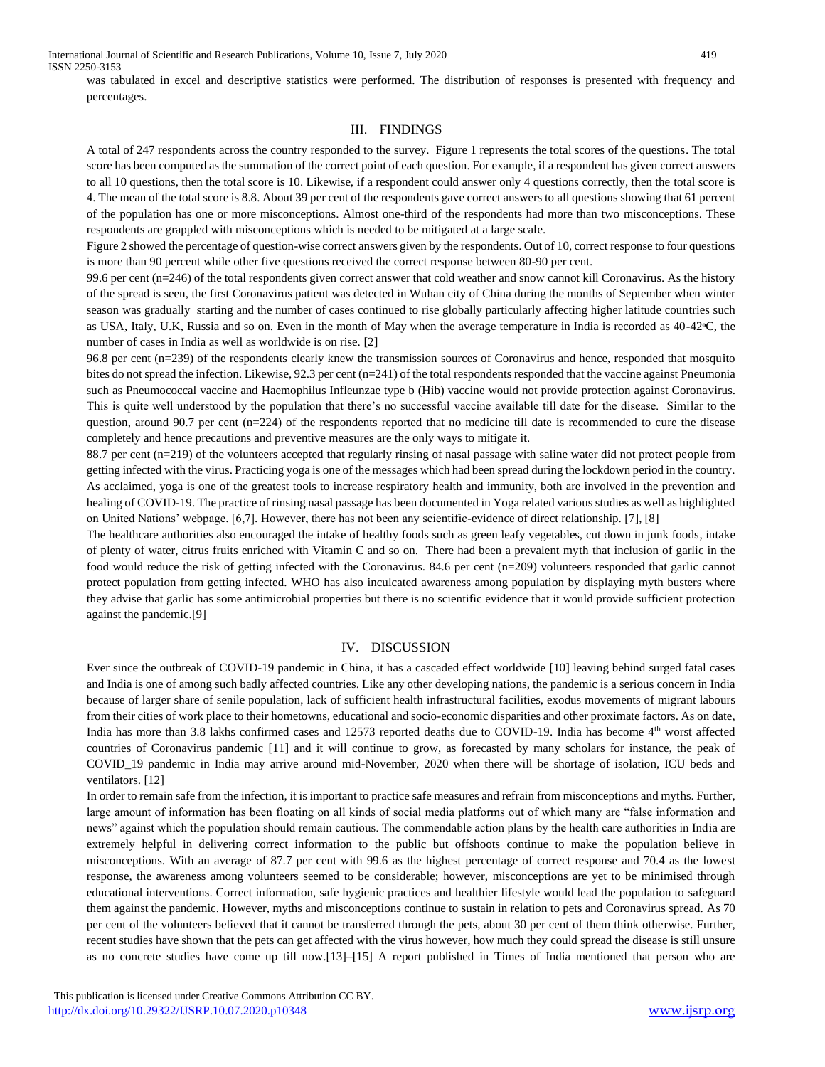was tabulated in excel and descriptive statistics were performed. The distribution of responses is presented with frequency and percentages.

## III. FINDINGS

A total of 247 respondents across the country responded to the survey. Figure 1 represents the total scores of the questions. The total score has been computed as the summation of the correct point of each question. For example, if a respondent has given correct answers to all 10 questions, then the total score is 10. Likewise, if a respondent could answer only 4 questions correctly, then the total score is 4. The mean of the total score is 8.8. About 39 per cent of the respondents gave correct answers to all questions showing that 61 percent of the population has one or more misconceptions. Almost one-third of the respondents had more than two misconceptions. These respondents are grappled with misconceptions which is needed to be mitigated at a large scale.

Figure 2 showed the percentage of question-wise correct answers given by the respondents. Out of 10, correct response to four questions is more than 90 percent while other five questions received the correct response between 80-90 per cent.

99.6 per cent (n=246) of the total respondents given correct answer that cold weather and snow cannot kill Coronavirus. As the history of the spread is seen, the first Coronavirus patient was detected in Wuhan city of China during the months of September when winter season was gradually starting and the number of cases continued to rise globally particularly affecting higher latitude countries such as USA, Italy, U.K, Russia and so on. Even in the month of May when the average temperature in India is recorded as 40-42ºC, the number of cases in India as well as worldwide is on rise. [2]

96.8 per cent (n=239) of the respondents clearly knew the transmission sources of Coronavirus and hence, responded that mosquito bites do not spread the infection. Likewise, 92.3 per cent (n=241) of the total respondents responded that the vaccine against Pneumonia such as Pneumococcal vaccine and Haemophilus Infleunzae type b (Hib) vaccine would not provide protection against Coronavirus. This is quite well understood by the population that there's no successful vaccine available till date for the disease. Similar to the question, around 90.7 per cent (n=224) of the respondents reported that no medicine till date is recommended to cure the disease completely and hence precautions and preventive measures are the only ways to mitigate it.

88.7 per cent (n=219) of the volunteers accepted that regularly rinsing of nasal passage with saline water did not protect people from getting infected with the virus. Practicing yoga is one of the messages which had been spread during the lockdown period in the country. As acclaimed, yoga is one of the greatest tools to increase respiratory health and immunity, both are involved in the prevention and healing of COVID-19. The practice of rinsing nasal passage has been documented in Yoga related various studies as well as highlighted on United Nations' webpage. [6,7]. However, there has not been any scientific-evidence of direct relationship. [7], [8]

The healthcare authorities also encouraged the intake of healthy foods such as green leafy vegetables, cut down in junk foods, intake of plenty of water, citrus fruits enriched with Vitamin C and so on. There had been a prevalent myth that inclusion of garlic in the food would reduce the risk of getting infected with the Coronavirus. 84.6 per cent (n=209) volunteers responded that garlic cannot protect population from getting infected. WHO has also inculcated awareness among population by displaying myth busters where they advise that garlic has some antimicrobial properties but there is no scientific evidence that it would provide sufficient protection against the pandemic.[9]

## IV. DISCUSSION

Ever since the outbreak of COVID-19 pandemic in China, it has a cascaded effect worldwide [10] leaving behind surged fatal cases and India is one of among such badly affected countries. Like any other developing nations, the pandemic is a serious concern in India because of larger share of senile population, lack of sufficient health infrastructural facilities, exodus movements of migrant labours from their cities of work place to their hometowns, educational and socio-economic disparities and other proximate factors. As on date, India has more than 3.8 lakhs confirmed cases and 12573 reported deaths due to COVID-19. India has become 4th worst affected countries of Coronavirus pandemic [11] and it will continue to grow, as forecasted by many scholars for instance, the peak of COVID_19 pandemic in India may arrive around mid-November, 2020 when there will be shortage of isolation, ICU beds and ventilators. [12]

In order to remain safe from the infection, it is important to practice safe measures and refrain from misconceptions and myths. Further, large amount of information has been floating on all kinds of social media platforms out of which many are "false information and news" against which the population should remain cautious. The commendable action plans by the health care authorities in India are extremely helpful in delivering correct information to the public but offshoots continue to make the population believe in misconceptions. With an average of 87.7 per cent with 99.6 as the highest percentage of correct response and 70.4 as the lowest response, the awareness among volunteers seemed to be considerable; however, misconceptions are yet to be minimised through educational interventions. Correct information, safe hygienic practices and healthier lifestyle would lead the population to safeguard them against the pandemic. However, myths and misconceptions continue to sustain in relation to pets and Coronavirus spread. As 70 per cent of the volunteers believed that it cannot be transferred through the pets, about 30 per cent of them think otherwise. Further, recent studies have shown that the pets can get affected with the virus however, how much they could spread the disease is still unsure as no concrete studies have come up till now.[13]–[15] A report published in Times of India mentioned that person who are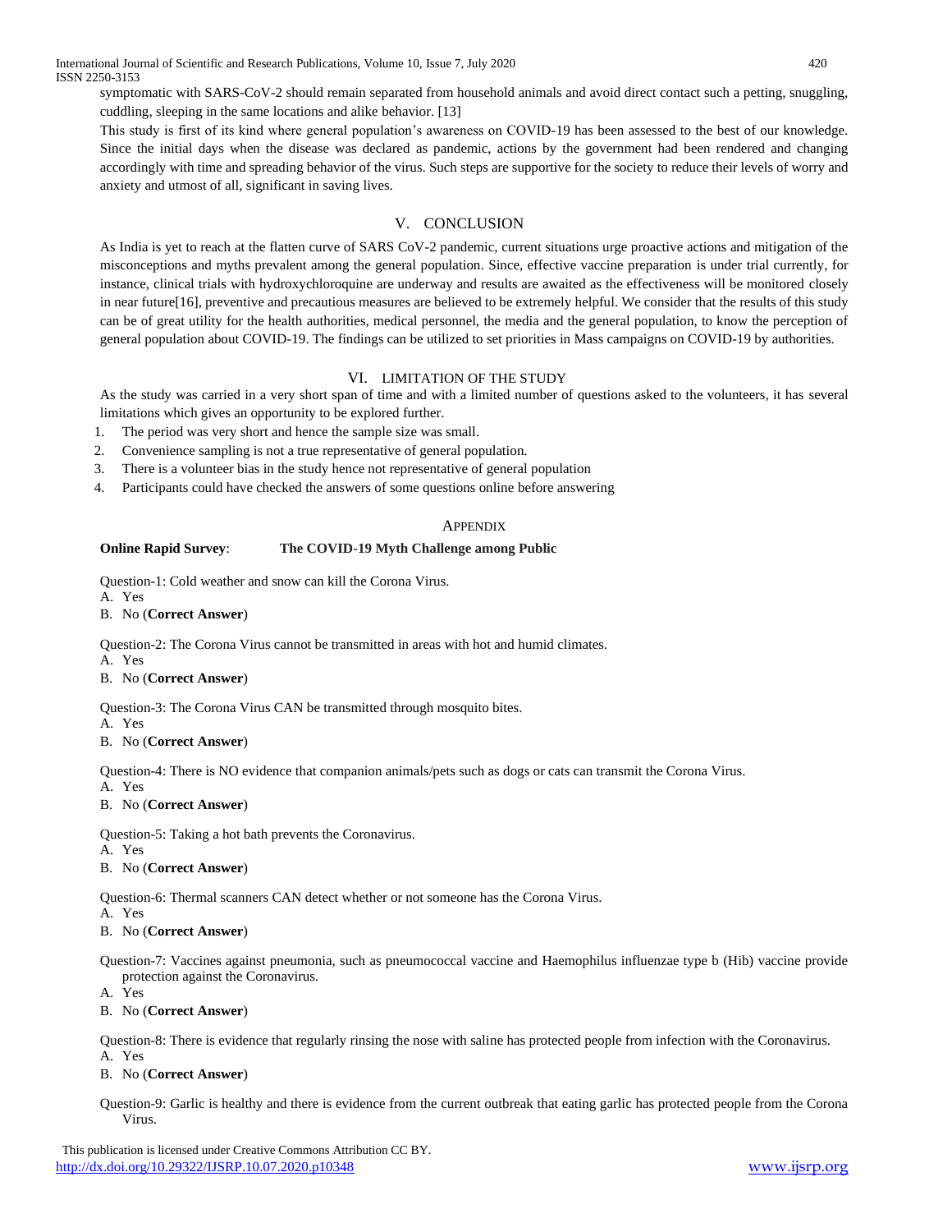symptomatic with SARS-CoV-2 should remain separated from household animals and avoid direct contact such a petting, snuggling, cuddling, sleeping in the same locations and alike behavior. [13]

This study is first of its kind where general population's awareness on COVID-19 has been assessed to the best of our knowledge. Since the initial days when the disease was declared as pandemic, actions by the government had been rendered and changing accordingly with time and spreading behavior of the virus. Such steps are supportive for the society to reduce their levels of worry and anxiety and utmost of all, significant in saving lives.

## V. CONCLUSION

As India is yet to reach at the flatten curve of SARS CoV-2 pandemic, current situations urge proactive actions and mitigation of the misconceptions and myths prevalent among the general population. Since, effective vaccine preparation is under trial currently, for instance, clinical trials with hydroxychloroquine are underway and results are awaited as the effectiveness will be monitored closely in near future[16], preventive and precautious measures are believed to be extremely helpful. We consider that the results of this study can be of great utility for the health authorities, medical personnel, the media and the general population, to know the perception of general population about COVID-19. The findings can be utilized to set priorities in Mass campaigns on COVID-19 by authorities.

## VI. LIMITATION OF THE STUDY

As the study was carried in a very short span of time and with a limited number of questions asked to the volunteers, it has several limitations which gives an opportunity to be explored further.

1. The period was very short and hence the sample size was small.
2. Convenience sampling is not a true representative of general population.
3. There is a volunteer bias in the study hence not representative of general population
4. Participants could have checked the answers of some questions online before answering

## APPENDIX

**Online Rapid Survey**: **The COVID-19 Myth Challenge among Public**

Question-1: Cold weather and snow can kill the Corona Virus.

A. Yes
B. No (**Correct Answer**)

Question-2: The Corona Virus cannot be transmitted in areas with hot and humid climates.

A. Yes
B. No (**Correct Answer**)

Question-3: The Corona Virus CAN be transmitted through mosquito bites.

A. Yes
B. No (**Correct Answer**)

Question-4: There is NO evidence that companion animals/pets such as dogs or cats can transmit the Corona Virus.

A. Yes
B. No (**Correct Answer**)

Question-5: Taking a hot bath prevents the Coronavirus.

A. Yes
B. No (**Correct Answer**)

Question-6: Thermal scanners CAN detect whether or not someone has the Corona Virus.

A. Yes
B. No (**Correct Answer**)

Question-7: Vaccines against pneumonia, such as pneumococcal vaccine and Haemophilus influenzae type b (Hib) vaccine provide protection against the Coronavirus.

A. Yes
B. No (**Correct Answer**)

Question-8: There is evidence that regularly rinsing the nose with saline has protected people from infection with the Coronavirus.

A. Yes
B. No (**Correct Answer**)

Question-9: Garlic is healthy and there is evidence from the current outbreak that eating garlic has protected people from the Corona Virus.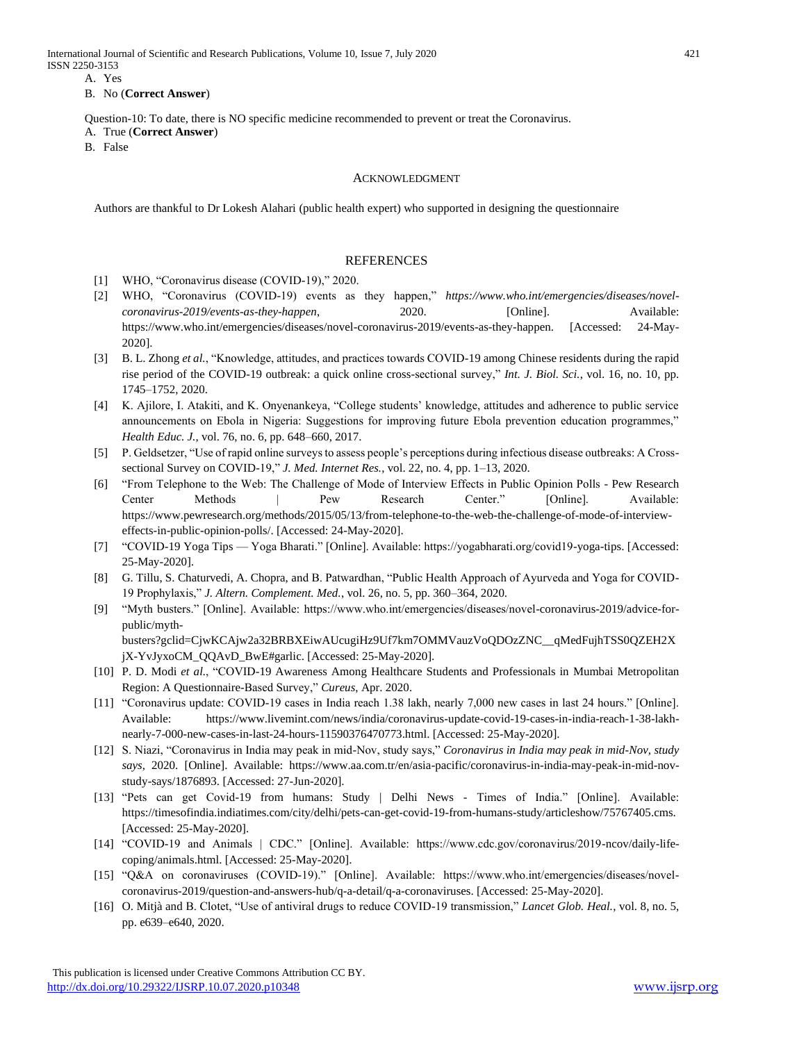A. Yes

B. No (**Correct Answer**)

Question-10: To date, there is NO specific medicine recommended to prevent or treat the Coronavirus.

A. True (**Correct Answer**)

B. False

## Acknowledgment

Authors are thankful to Dr Lokesh Alahari (public health expert) who supported in designing the questionnaire

## References

[1] WHO, "Coronavirus disease (COVID-19)," 2020.

[2] WHO, "Coronavirus (COVID-19) events as they happen," *https://www.who.int/emergencies/diseases/novel-coronavirus-2019/events-as-they-happen*, 2020. [Online]. Available: https://www.who.int/emergencies/diseases/novel-coronavirus-2019/events-as-they-happen. [Accessed: 24-May-2020].

[3] B. L. Zhong *et al.*, "Knowledge, attitudes, and practices towards COVID-19 among Chinese residents during the rapid rise period of the COVID-19 outbreak: a quick online cross-sectional survey," *Int. J. Biol. Sci.*, vol. 16, no. 10, pp. 1745–1752, 2020.

[4] K. Ajilore, I. Atakiti, and K. Onyenankeya, "College students' knowledge, attitudes and adherence to public service announcements on Ebola in Nigeria: Suggestions for improving future Ebola prevention education programmes," *Health Educ. J.*, vol. 76, no. 6, pp. 648–660, 2017.

[5] P. Geldsetzer, "Use of rapid online surveys to assess people's perceptions during infectious disease outbreaks: A Cross-sectional Survey on COVID-19," *J. Med. Internet Res.*, vol. 22, no. 4, pp. 1–13, 2020.

[6] "From Telephone to the Web: The Challenge of Mode of Interview Effects in Public Opinion Polls - Pew Research Center Methods | Pew Research Center." [Online]. Available: https://www.pewresearch.org/methods/2015/05/13/from-telephone-to-the-web-the-challenge-of-mode-of-interview-effects-in-public-opinion-polls/. [Accessed: 24-May-2020].

[7] "COVID-19 Yoga Tips — Yoga Bharati." [Online]. Available: https://yogabharati.org/covid19-yoga-tips. [Accessed: 25-May-2020].

[8] G. Tillu, S. Chaturvedi, A. Chopra, and B. Patwardhan, "Public Health Approach of Ayurveda and Yoga for COVID-19 Prophylaxis," *J. Altern. Complement. Med.*, vol. 26, no. 5, pp. 360–364, 2020.

[9] "Myth busters." [Online]. Available: https://www.who.int/emergencies/diseases/novel-coronavirus-2019/advice-for-public/myth-busters?gclid=CjwKCAjw2a32BRBXEiwAUcugiHz9Uf7km7OMMVauzVoQDOzZNC__qMedFujhTSS0QZEH2XjX-YvJyxoCM_QQAvD_BwE#garlic. [Accessed: 25-May-2020].

[10] P. D. Modi *et al.*, "COVID-19 Awareness Among Healthcare Students and Professionals in Mumbai Metropolitan Region: A Questionnaire-Based Survey," *Cureus*, Apr. 2020.

[11] "Coronavirus update: COVID-19 cases in India reach 1.38 lakh, nearly 7,000 new cases in last 24 hours." [Online]. Available: https://www.livemint.com/news/india/coronavirus-update-covid-19-cases-in-india-reach-1-38-lakh-nearly-7-000-new-cases-in-last-24-hours-11590376470773.html. [Accessed: 25-May-2020].

[12] S. Niazi, "Coronavirus in India may peak in mid-Nov, study says," *Coronavirus in India may peak in mid-Nov, study says*, 2020. [Online]. Available: https://www.aa.com.tr/en/asia-pacific/coronavirus-in-india-may-peak-in-mid-nov-study-says/1876893. [Accessed: 27-Jun-2020].

[13] "Pets can get Covid-19 from humans: Study | Delhi News - Times of India." [Online]. Available: https://timesofindia.indiatimes.com/city/delhi/pets-can-get-covid-19-from-humans-study/articleshow/75767405.cms. [Accessed: 25-May-2020].

[14] "COVID-19 and Animals | CDC." [Online]. Available: https://www.cdc.gov/coronavirus/2019-ncov/daily-life-coping/animals.html. [Accessed: 25-May-2020].

[15] "Q&A on coronaviruses (COVID-19)." [Online]. Available: https://www.who.int/emergencies/diseases/novel-coronavirus-2019/question-and-answers-hub/q-a-detail/q-a-coronaviruses. [Accessed: 25-May-2020].

[16] O. Mitjà and B. Clotet, "Use of antiviral drugs to reduce COVID-19 transmission," *Lancet Glob. Heal.*, vol. 8, no. 5, pp. e639–e640, 2020.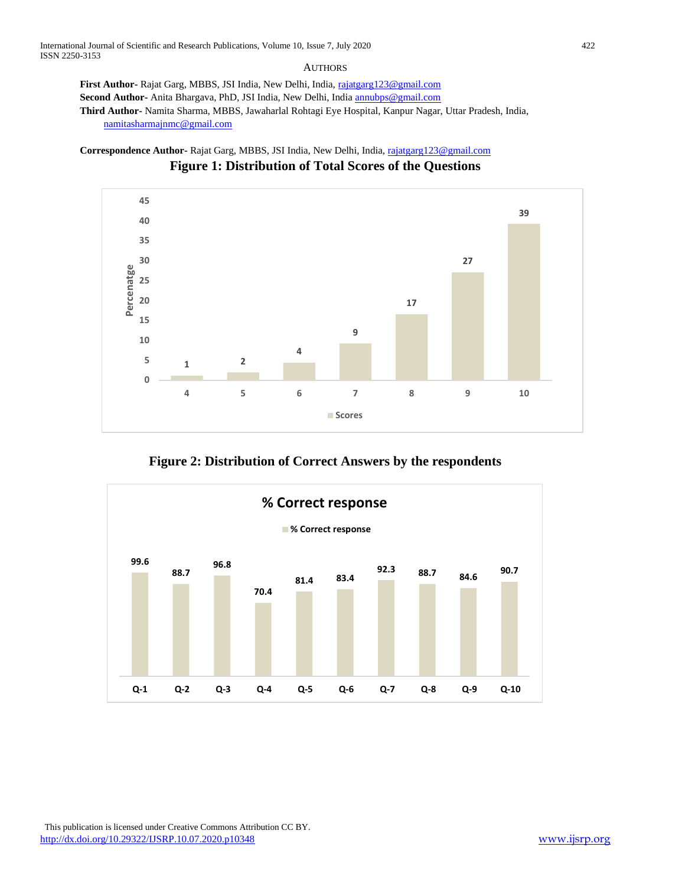## AUTHORS

**First Author**- Rajat Garg, MBBS, JSI India, New Delhi, India, rajatgarg123@gmail.com
**Second Author**- Anita Bhargava, PhD, JSI India, New Delhi, India annubps@gmail.com
**Third Author**- Namita Sharma, MBBS, Jawaharlal Rohtagi Eye Hospital, Kanpur Nagar, Uttar Pradesh, India, namitasharmajnmc@gmail.com

**Correspondence Author**- Rajat Garg, MBBS, JSI India, New Delhi, India, rajatgarg123@gmail.com

**Figure 1: Distribution of Total Scores of the Questions**

Percenatge
45
40
35
30
25
20
15
10
5
0
1 2 4 9 17 27 39
4 5 6 7 8 9 10
Scores

**Figure 2: Distribution of Correct Answers by the respondents**

% Correct response
% Correct response
99.6 88.7 96.8 70.4 81.4 83.4 92.3 88.7 84.6 90.7
Q-1 Q-2 Q-3 Q-4 Q-5 Q-6 Q-7 Q-8 Q-9 Q-10